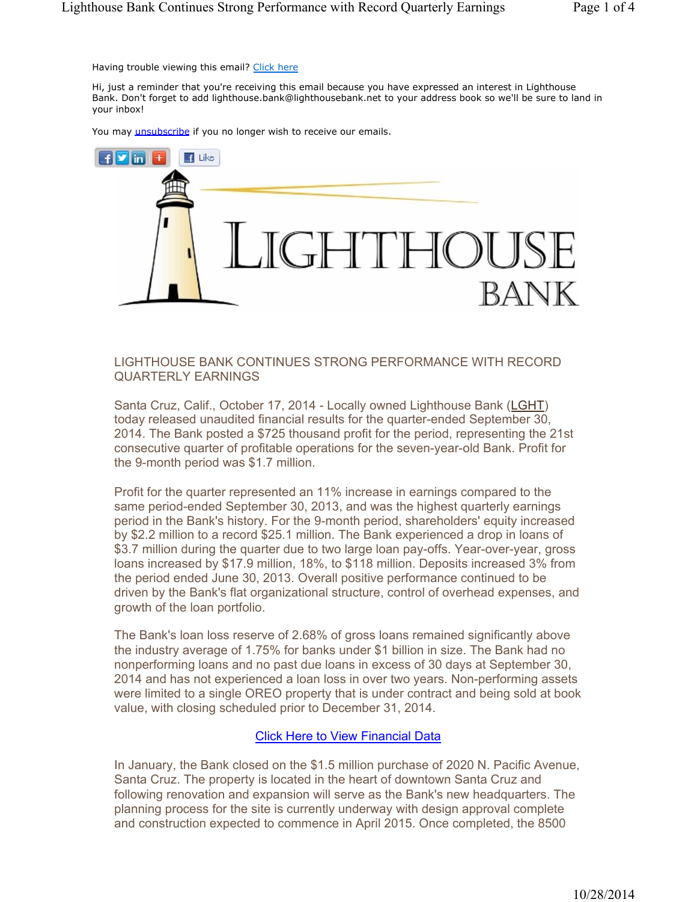Having trouble viewing this email? Click here

Hi, just a reminder that you're receiving this email because you have expressed an interest in Lighthouse Bank. Don't forget to add lighthouse.bank@lighthousebank.net to your address book so we'll be sure to land in your inbox!

You may unsubscribe if you no longer wish to receive our emails.

# LIGHTHOUSE BANK CONTINUES STRONG PERFORMANCE WITH RECORD QUARTERLY EARNINGS

Santa Cruz, Calif., October 17, 2014 - Locally owned Lighthouse Bank (LGHT) today released unaudited financial results for the quarter-ended September 30, 2014. The Bank posted a $725 thousand profit for the period, representing the 21st consecutive quarter of profitable operations for the seven-year-old Bank. Profit for the 9-month period was $1.7 million.

Profit for the quarter represented an 11% increase in earnings compared to the same period-ended September 30, 2013, and was the highest quarterly earnings period in the Bank's history. For the 9-month period, shareholders' equity increased by $2.2 million to a record $25.1 million. The Bank experienced a drop in loans of $3.7 million during the quarter due to two large loan pay-offs. Year-over-year, gross loans increased by $17.9 million, 18%, to $118 million. Deposits increased 3% from the period ended June 30, 2013. Overall positive performance continued to be driven by the Bank's flat organizational structure, control of overhead expenses, and growth of the loan portfolio.

The Bank's loan loss reserve of 2.68% of gross loans remained significantly above the industry average of 1.75% for banks under $1 billion in size. The Bank had no nonperforming loans and no past due loans in excess of 30 days at September 30, 2014 and has not experienced a loan loss in over two years. Non-performing assets were limited to a single OREO property that is under contract and being sold at book value, with closing scheduled prior to December 31, 2014.

Click Here to View Financial Data

In January, the Bank closed on the $1.5 million purchase of 2020 N. Pacific Avenue, Santa Cruz. The property is located in the heart of downtown Santa Cruz and following renovation and expansion will serve as the Bank's new headquarters. The planning process for the site is currently underway with design approval complete and construction expected to commence in April 2015. Once completed, the 8500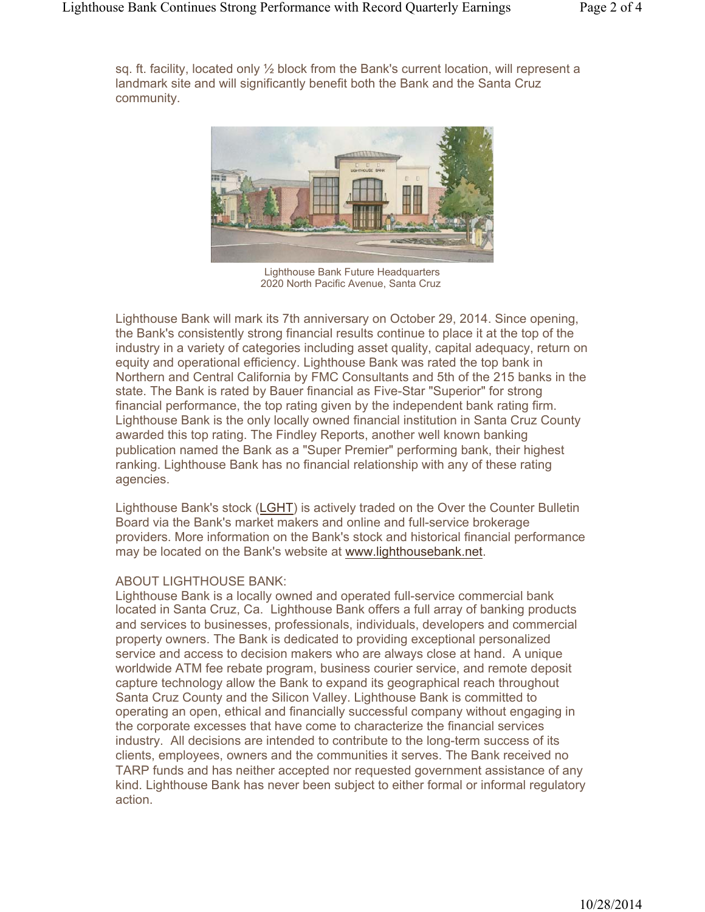sq. ft. facility, located only ½ block from the Bank's current location, will represent a landmark site and will significantly benefit both the Bank and the Santa Cruz community.

Lighthouse Bank Future Headquarters
2020 North Pacific Avenue, Santa Cruz

Lighthouse Bank will mark its 7th anniversary on October 29, 2014. Since opening, the Bank's consistently strong financial results continue to place it at the top of the industry in a variety of categories including asset quality, capital adequacy, return on equity and operational efficiency. Lighthouse Bank was rated the top bank in Northern and Central California by FMC Consultants and 5th of the 215 banks in the state. The Bank is rated by Bauer financial as Five-Star "Superior" for strong financial performance, the top rating given by the independent bank rating firm. Lighthouse Bank is the only locally owned financial institution in Santa Cruz County awarded this top rating. The Findley Reports, another well known banking publication named the Bank as a "Super Premier" performing bank, their highest ranking. Lighthouse Bank has no financial relationship with any of these rating agencies.

Lighthouse Bank's stock (LGHT) is actively traded on the Over the Counter Bulletin Board via the Bank's market makers and online and full-service brokerage providers. More information on the Bank's stock and historical financial performance may be located on the Bank's website at www.lighthousebank.net.

ABOUT LIGHTHOUSE BANK:
Lighthouse Bank is a locally owned and operated full-service commercial bank located in Santa Cruz, Ca. Lighthouse Bank offers a full array of banking products and services to businesses, professionals, individuals, developers and commercial property owners. The Bank is dedicated to providing exceptional personalized service and access to decision makers who are always close at hand. A unique worldwide ATM fee rebate program, business courier service, and remote deposit capture technology allow the Bank to expand its geographical reach throughout Santa Cruz County and the Silicon Valley. Lighthouse Bank is committed to operating an open, ethical and financially successful company without engaging in the corporate excesses that have come to characterize the financial services industry. All decisions are intended to contribute to the long-term success of its clients, employees, owners and the communities it serves. The Bank received no TARP funds and has neither accepted nor requested government assistance of any kind. Lighthouse Bank has never been subject to either formal or informal regulatory action.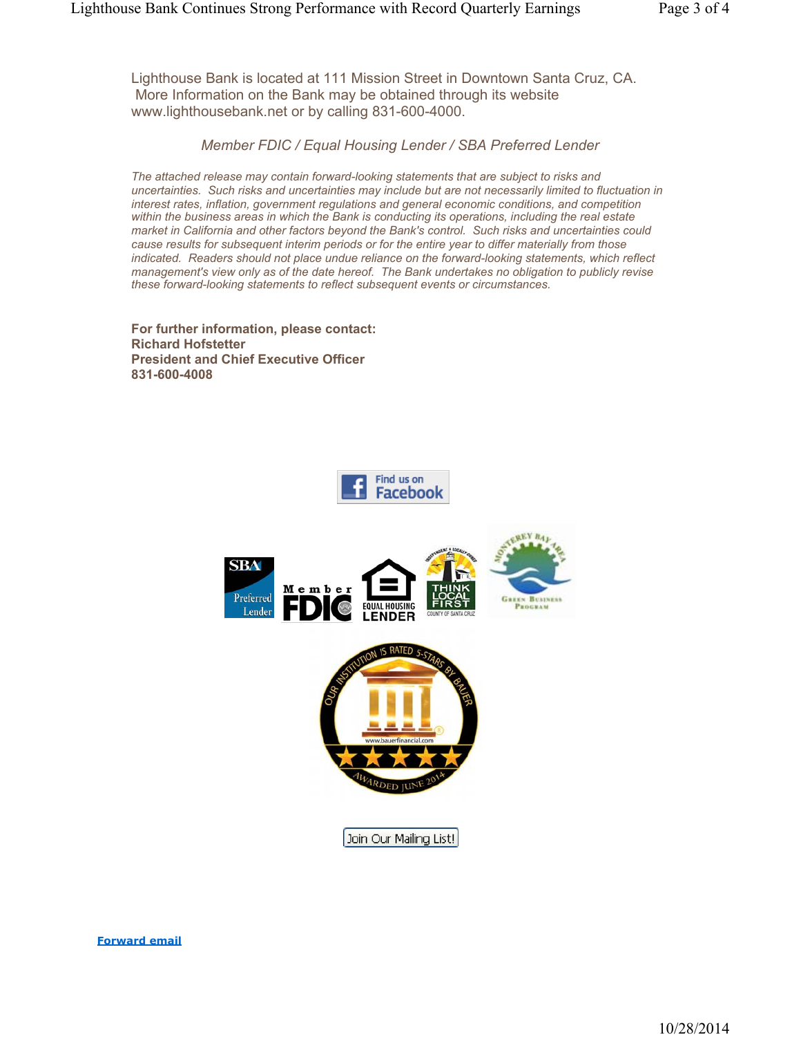Lighthouse Bank is located at 111 Mission Street in Downtown Santa Cruz, CA. More Information on the Bank may be obtained through its website www.lighthousebank.net or by calling 831-600-4000.

*Member FDIC / Equal Housing Lender / SBA Preferred Lender*

*The attached release may contain forward-looking statements that are subject to risks and uncertainties. Such risks and uncertainties may include but are not necessarily limited to fluctuation in interest rates, inflation, government regulations and general economic conditions, and competition within the business areas in which the Bank is conducting its operations, including the real estate market in California and other factors beyond the Bank's control. Such risks and uncertainties could cause results for subsequent interim periods or for the entire year to differ materially from those indicated. Readers should not place undue reliance on the forward-looking statements, which reflect management's view only as of the date hereof. The Bank undertakes no obligation to publicly revise these forward-looking statements to reflect subsequent events or circumstances.*

**For further information, please contact:**
**Richard Hofstetter**
**President and Chief Executive Officer**
**831-600-4008**

Find us on Facebook

Join Our Mailing List!

Forward email